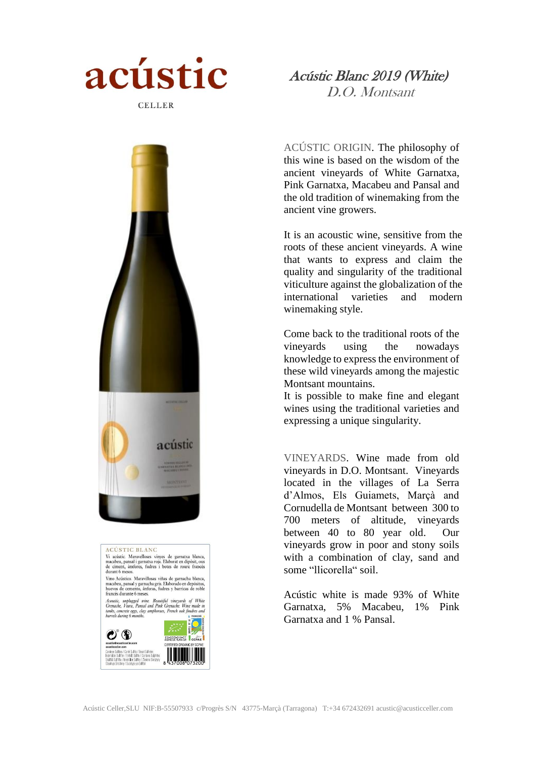# acústic

CELLER

## *Acústic Blanc 2019 (White)*

*D.O. Montsant*

ACÚSTIC BLANC

Vi acústic. Meravelloses vinyes de garnatxa blanca, macabeu, pansal i garnatxa roja. Elaborat en dipòsit, ous de ciment, àmfores, fudres i botes de roure francès durant 6 mesos.

Vino Acústico. Maravillosas viñas de garnacha blanca, macabeu, pansal y garnacha gris. Elaborado en depósitos, huevos de cemento, ánforas, fudres y barricas de roble francés durante 6 meses.

*Acoustic, unplugged wine. Beautiful vineyards of White Grenache, Viura, Pansal and Pink Grenache. Wine made in tanks, concrete eggs, clay amphoras, French oak foudres and barrels during 6 months.*

CERTIFIED ORGANIC BY CCPAE

8 437008 073200

ACÚSTIC ORIGIN. The philosophy of this wine is based on the wisdom of the ancient vineyards of White Garnatxa, Pink Garnatxa, Macabeu and Pansal and the old tradition of winemaking from the ancient vine growers.

It is an acoustic wine, sensitive from the roots of these ancient vineyards. A wine that wants to express and claim the quality and singularity of the traditional viticulture against the globalization of the international varieties and modern winemaking style.

Come back to the traditional roots of the vineyards using the nowadays knowledge to express the environment of these wild vineyards among the majestic Montsant mountains.
It is possible to make fine and elegant wines using the traditional varieties and expressing a unique singularity.

VINEYARDS. Wine made from old vineyards in D.O. Montsant. Vineyards located in the villages of La Serra d'Almos, Els Guiamets, Marçà and Cornudella de Montsant between 300 to 700 meters of altitude, vineyards between 40 to 80 year old. Our vineyards grow in poor and stony soils with a combination of clay, sand and some "llicorella" soil.

Acústic white is made 93% of White Garnatxa, 5% Macabeu, 1% Pink Garnatxa and 1 % Pansal.

Acústic Celler,SLU NIF:B-55507933 c/Progrès S/N 43775-Marçà (Tarragona) T:+34 672432691 acustic@acusticceller.com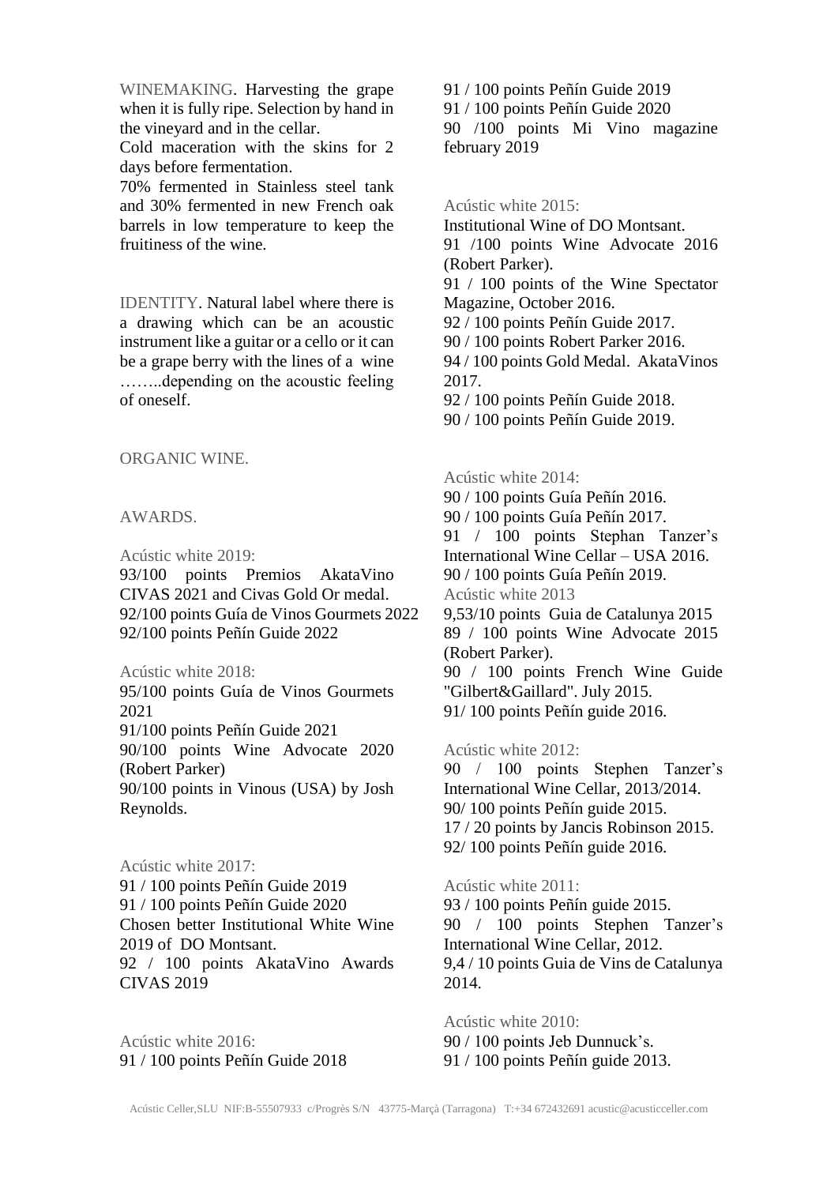WINEMAKING. Harvesting the grape when it is fully ripe. Selection by hand in the vineyard and in the cellar.
Cold maceration with the skins for 2 days before fermentation.
70% fermented in Stainless steel tank and 30% fermented in new French oak barrels in low temperature to keep the fruitiness of the wine.

IDENTITY. Natural label where there is a drawing which can be an acoustic instrument like a guitar or a cello or it can be a grape berry with the lines of a wine ……..depending on the acoustic feeling of oneself.

ORGANIC WINE.

AWARDS.

Acústic white 2019:
93/100 points Premios AkataVino CIVAS 2021 and Civas Gold Or medal.
92/100 points Guía de Vinos Gourmets 2022
92/100 points Peñín Guide 2022

Acústic white 2018:
95/100 points Guía de Vinos Gourmets 2021
91/100 points Peñín Guide 2021
90/100 points Wine Advocate 2020 (Robert Parker)
90/100 points in Vinous (USA) by Josh Reynolds.

Acústic white 2017:
91 / 100 points Peñín Guide 2019
91 / 100 points Peñín Guide 2020
Chosen better Institutional White Wine 2019 of DO Montsant.
92 / 100 points AkataVino Awards CIVAS 2019

Acústic white 2016:
91 / 100 points Peñín Guide 2018
91 / 100 points Peñín Guide 2019
91 / 100 points Peñín Guide 2020
90 /100 points Mi Vino magazine february 2019

Acústic white 2015:
Institutional Wine of DO Montsant.
91 /100 points Wine Advocate 2016 (Robert Parker).
91 / 100 points of the Wine Spectator Magazine, October 2016.
92 / 100 points Peñín Guide 2017.
90 / 100 points Robert Parker 2016.
94 / 100 points Gold Medal. AkataVinos 2017.
92 / 100 points Peñín Guide 2018.
90 / 100 points Peñín Guide 2019.

Acústic white 2014:
90 / 100 points Guía Peñín 2016.
90 / 100 points Guía Peñín 2017.
91 / 100 points Stephan Tanzer's International Wine Cellar – USA 2016.
90 / 100 points Guía Peñín 2019.

Acústic white 2013
9,53/10 points Guia de Catalunya 2015
89 / 100 points Wine Advocate 2015 (Robert Parker).
90 / 100 points French Wine Guide "Gilbert&Gaillard". July 2015.
91/ 100 points Peñín guide 2016.

Acústic white 2012:
90 / 100 points Stephen Tanzer's International Wine Cellar, 2013/2014.
90/ 100 points Peñín guide 2015.
17 / 20 points by Jancis Robinson 2015.
92/ 100 points Peñín guide 2016.

Acústic white 2011:
93 / 100 points Peñín guide 2015.
90 / 100 points Stephen Tanzer's International Wine Cellar, 2012.
9,4 / 10 points Guia de Vins de Catalunya 2014.

Acústic white 2010:
90 / 100 points Jeb Dunnuck's.
91 / 100 points Peñín guide 2013.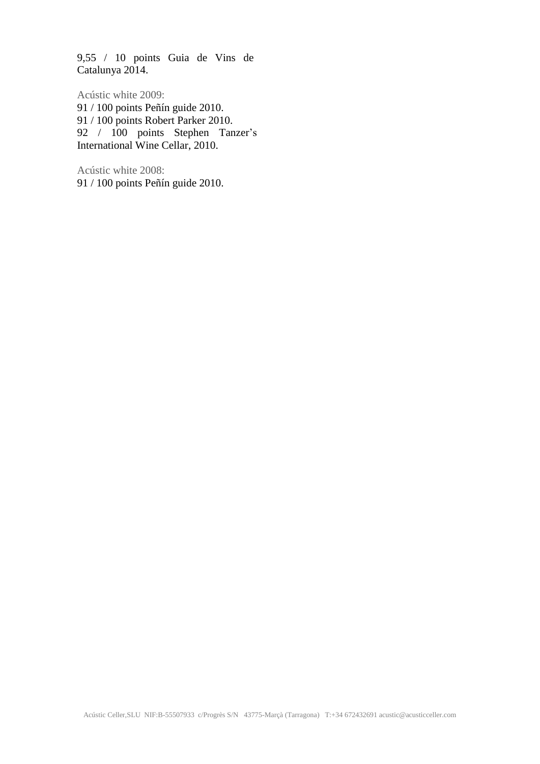9,55 / 10 points Guia de Vins de Catalunya 2014.

Acústic white 2009:
91 / 100 points Peñín guide 2010.
91 / 100 points Robert Parker 2010.
92 / 100 points Stephen Tanzer's International Wine Cellar, 2010.

Acústic white 2008:
91 / 100 points Peñín guide 2010.